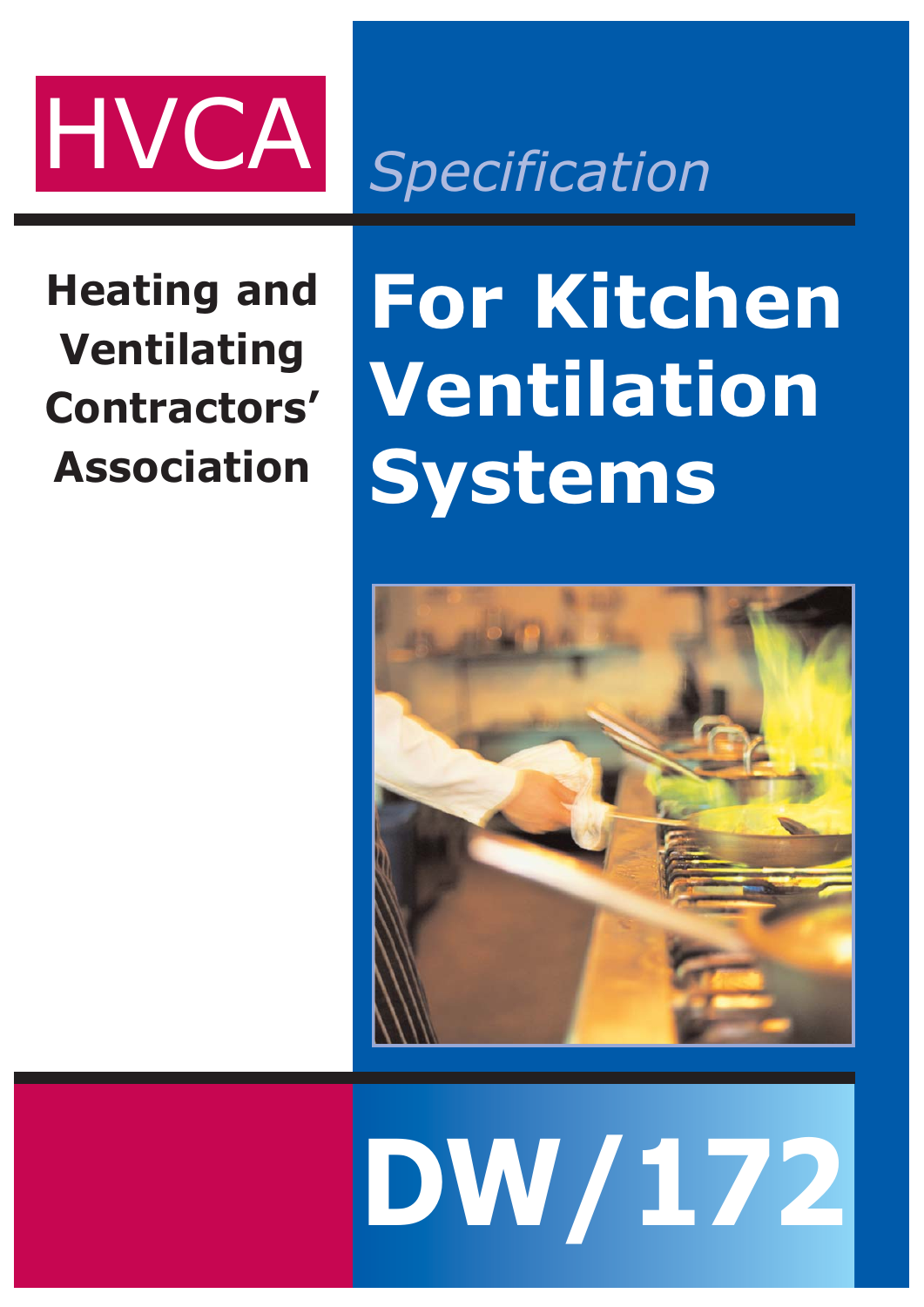HVCA

*Specification*

**Heating and Ventilating Contractors' Association**

# For Kitchen Ventilation Systems

# DW/172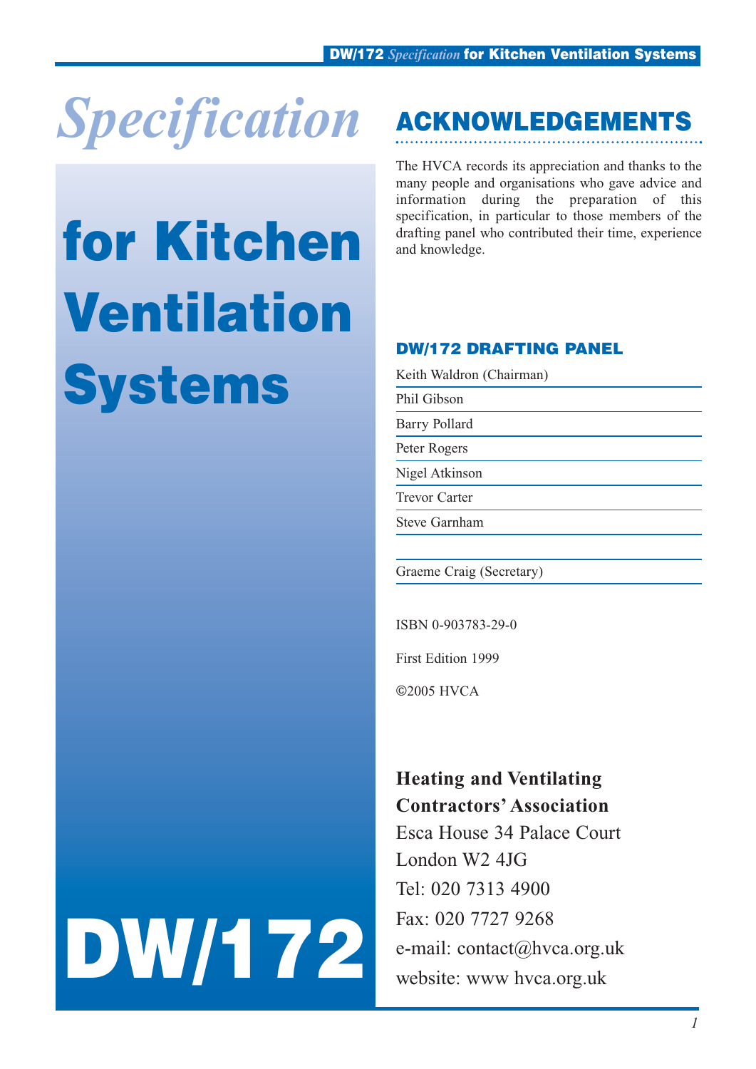# *Specification* for Kitchen Ventilation Systems

# DW/172

## ACKNOWLEDGEMENTS

The HVCA records its appreciation and thanks to the many people and organisations who gave advice and information during the preparation of this specification, in particular to those members of the drafting panel who contributed their time, experience and knowledge.

### DW/172 DRAFTING PANEL

Keith Waldron (Chairman)

Phil Gibson

Barry Pollard

Peter Rogers

Nigel Atkinson

Trevor Carter

Steve Garnham

Graeme Craig (Secretary)

ISBN 0-903783-29-0

First Edition 1999

©2005 HVCA

**Heating and Ventilating Contractors' Association**
Esca House 34 Palace Court
London W2 4JG
Tel: 020 7313 4900
Fax: 020 7727 9268
e-mail: contact@hvca.org.uk
website: www hvca.org.uk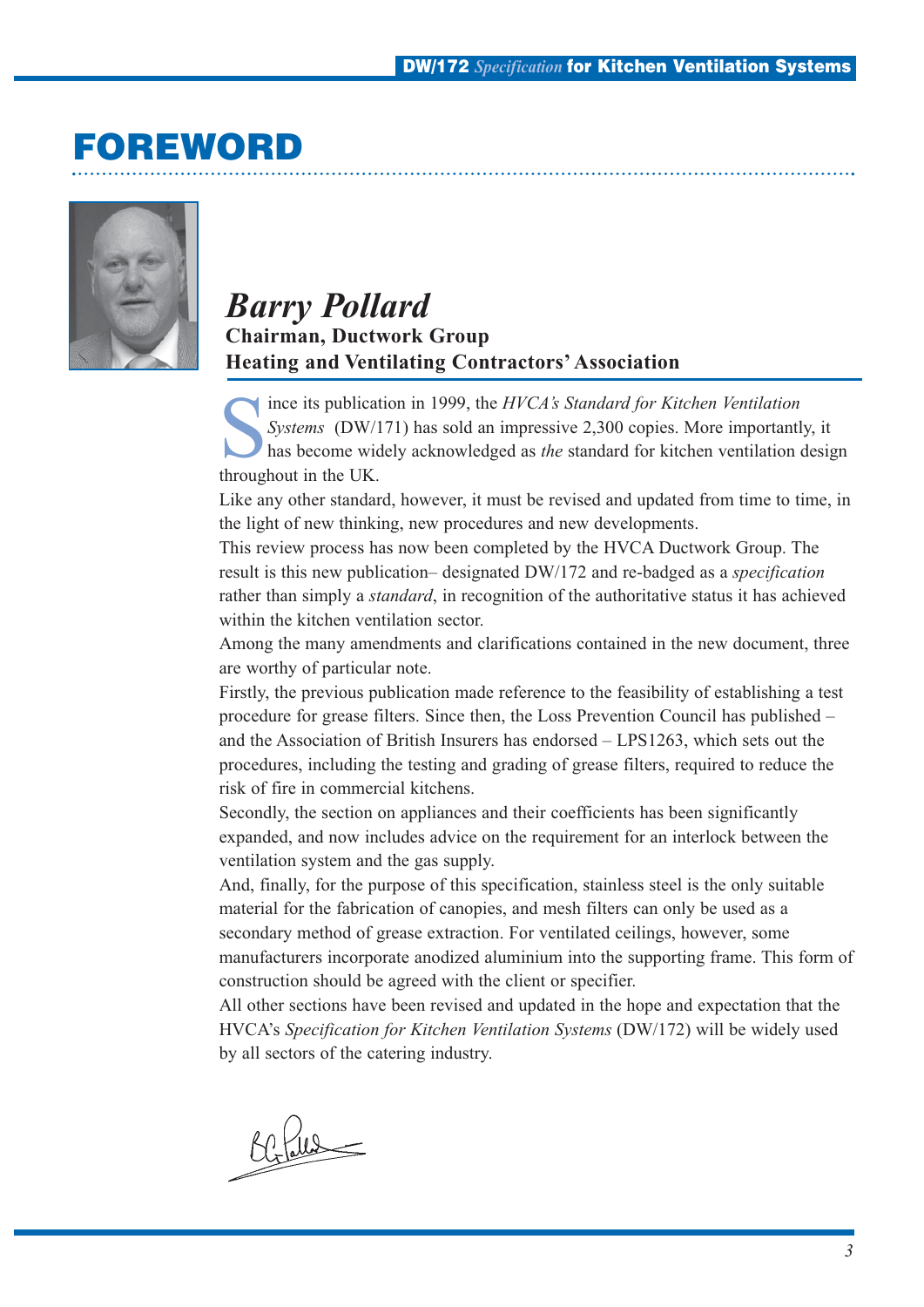# FOREWORD

## *Barry Pollard*

**Chairman, Ductwork Group**
**Heating and Ventilating Contractors' Association**

Since its publication in 1999, the *HVCA's Standard for Kitchen Ventilation Systems* (DW/171) has sold an impressive 2,300 copies. More importantly, it has become widely acknowledged as *the* standard for kitchen ventilation design throughout in the UK.

Like any other standard, however, it must be revised and updated from time to time, in the light of new thinking, new procedures and new developments.

This review process has now been completed by the HVCA Ductwork Group. The result is this new publication– designated DW/172 and re-badged as a *specification* rather than simply a *standard*, in recognition of the authoritative status it has achieved within the kitchen ventilation sector.

Among the many amendments and clarifications contained in the new document, three are worthy of particular note.

Firstly, the previous publication made reference to the feasibility of establishing a test procedure for grease filters. Since then, the Loss Prevention Council has published – and the Association of British Insurers has endorsed – LPS1263, which sets out the procedures, including the testing and grading of grease filters, required to reduce the risk of fire in commercial kitchens.

Secondly, the section on appliances and their coefficients has been significantly expanded, and now includes advice on the requirement for an interlock between the ventilation system and the gas supply.

And, finally, for the purpose of this specification, stainless steel is the only suitable material for the fabrication of canopies, and mesh filters can only be used as a secondary method of grease extraction. For ventilated ceilings, however, some manufacturers incorporate anodized aluminium into the supporting frame. This form of construction should be agreed with the client or specifier.

All other sections have been revised and updated in the hope and expectation that the HVCA's *Specification for Kitchen Ventilation Systems* (DW/172) will be widely used by all sectors of the catering industry.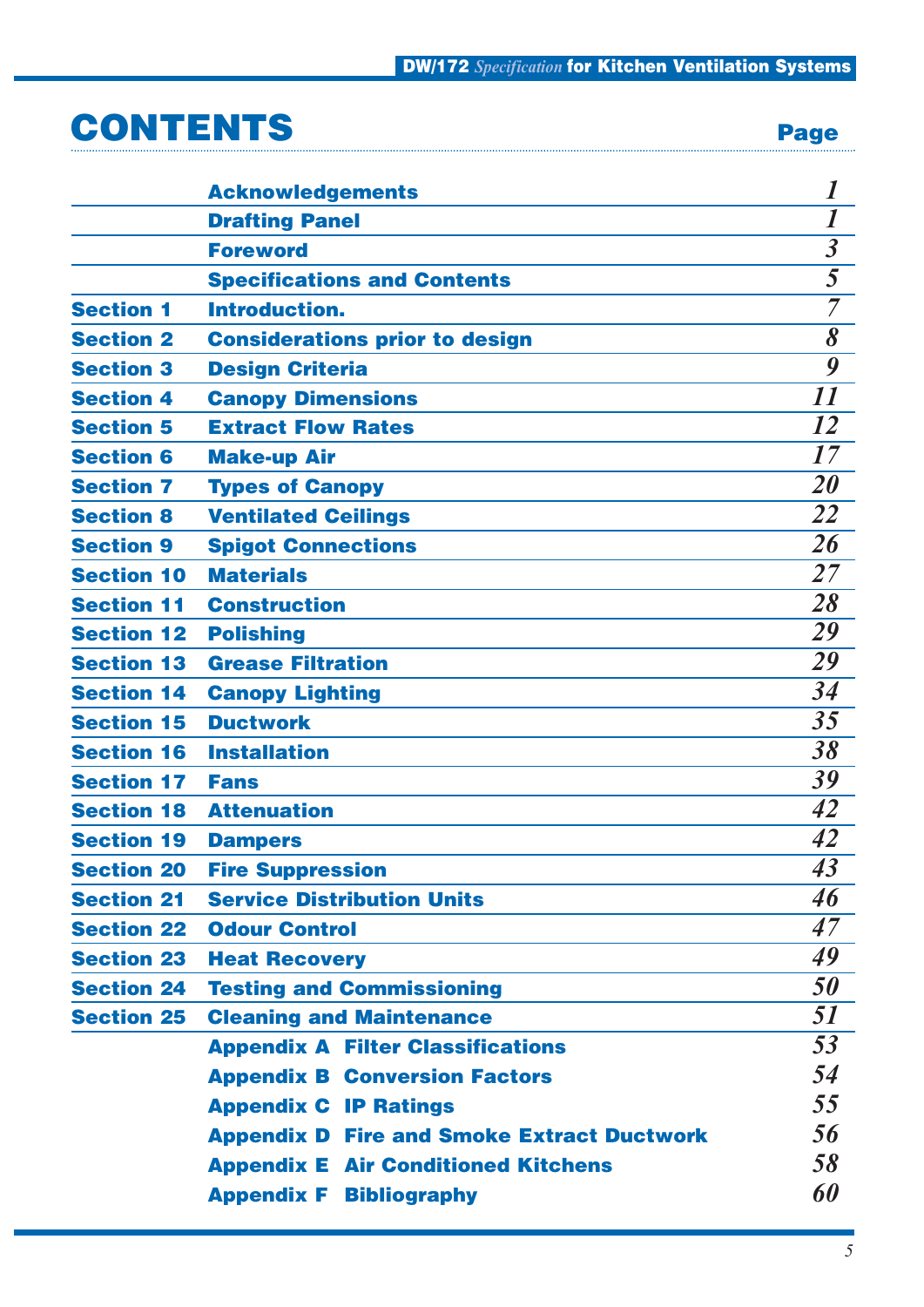# CONTENTS

| | | Page |
|---|---|---|
| | Acknowledgements | 1 |
| | Drafting Panel | 1 |
| | Foreword | 3 |
| | Specifications and Contents | 5 |
| Section 1 | Introduction. | 7 |
| Section 2 | Considerations prior to design | 8 |
| Section 3 | Design Criteria | 9 |
| Section 4 | Canopy Dimensions | 11 |
| Section 5 | Extract Flow Rates | 12 |
| Section 6 | Make-up Air | 17 |
| Section 7 | Types of Canopy | 20 |
| Section 8 | Ventilated Ceilings | 22 |
| Section 9 | Spigot Connections | 26 |
| Section 10 | Materials | 27 |
| Section 11 | Construction | 28 |
| Section 12 | Polishing | 29 |
| Section 13 | Grease Filtration | 29 |
| Section 14 | Canopy Lighting | 34 |
| Section 15 | Ductwork | 35 |
| Section 16 | Installation | 38 |
| Section 17 | Fans | 39 |
| Section 18 | Attenuation | 42 |
| Section 19 | Dampers | 42 |
| Section 20 | Fire Suppression | 43 |
| Section 21 | Service Distribution Units | 46 |
| Section 22 | Odour Control | 47 |
| Section 23 | Heat Recovery | 49 |
| Section 24 | Testing and Commissioning | 50 |
| Section 25 | Cleaning and Maintenance | 51 |
| | Appendix A Filter Classifications | 53 |
| | Appendix B Conversion Factors | 54 |
| | Appendix C IP Ratings | 55 |
| | Appendix D Fire and Smoke Extract Ductwork | 56 |
| | Appendix E Air Conditioned Kitchens | 58 |
| | Appendix F Bibliography | 60 |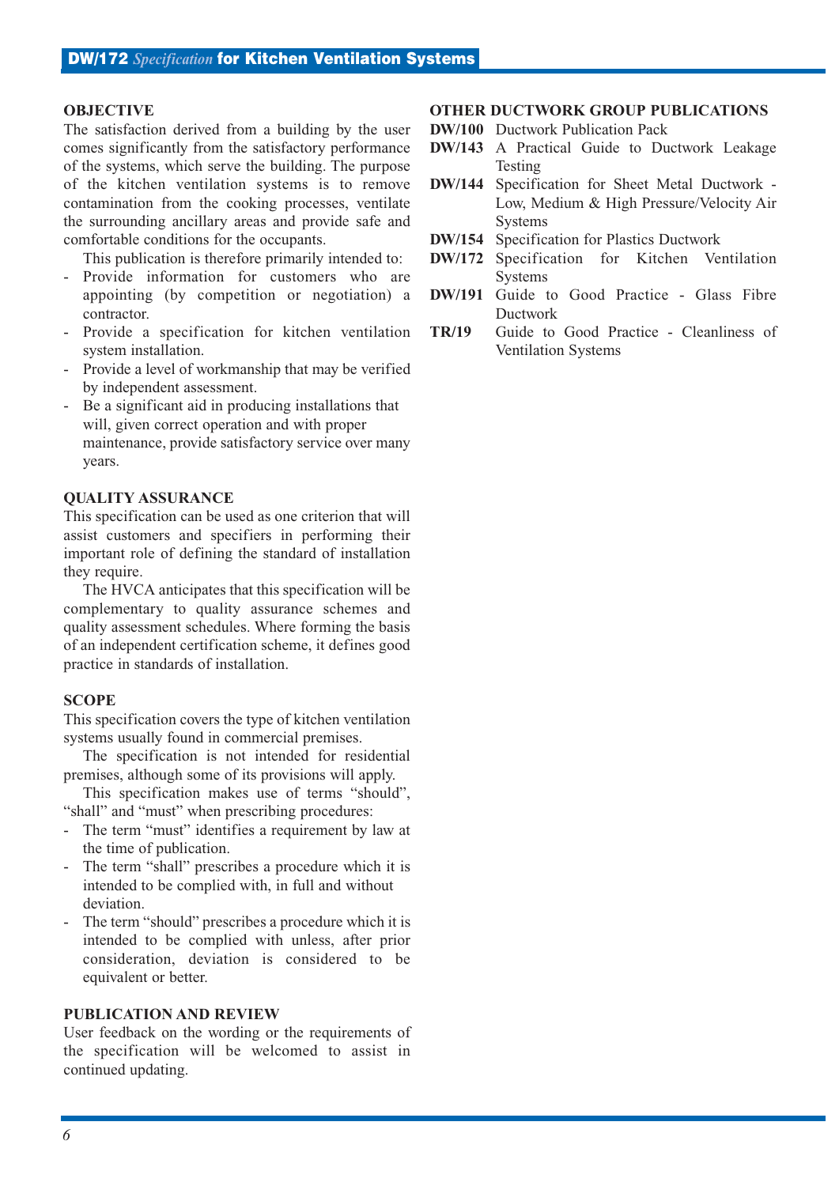## OBJECTIVE

The satisfaction derived from a building by the user comes significantly from the satisfactory performance of the systems, which serve the building. The purpose of the kitchen ventilation systems is to remove contamination from the cooking processes, ventilate the surrounding ancillary areas and provide safe and comfortable conditions for the occupants.

This publication is therefore primarily intended to:

- Provide information for customers who are appointing (by competition or negotiation) a contractor.
- Provide a specification for kitchen ventilation system installation.
- Provide a level of workmanship that may be verified by independent assessment.
- Be a significant aid in producing installations that will, given correct operation and with proper maintenance, provide satisfactory service over many years.

## QUALITY ASSURANCE

This specification can be used as one criterion that will assist customers and specifiers in performing their important role of defining the standard of installation they require.

The HVCA anticipates that this specification will be complementary to quality assurance schemes and quality assessment schedules. Where forming the basis of an independent certification scheme, it defines good practice in standards of installation.

## SCOPE

This specification covers the type of kitchen ventilation systems usually found in commercial premises.

The specification is not intended for residential premises, although some of its provisions will apply.

This specification makes use of terms "should", "shall" and "must" when prescribing procedures:

- The term "must" identifies a requirement by law at the time of publication.
- The term "shall" prescribes a procedure which it is intended to be complied with, in full and without deviation.
- The term "should" prescribes a procedure which it is intended to be complied with unless, after prior consideration, deviation is considered to be equivalent or better.

## PUBLICATION AND REVIEW

User feedback on the wording or the requirements of the specification will be welcomed to assist in continued updating.

## OTHER DUCTWORK GROUP PUBLICATIONS

**DW/100** Ductwork Publication Pack

**DW/143** A Practical Guide to Ductwork Leakage Testing

**DW/144** Specification for Sheet Metal Ductwork - Low, Medium & High Pressure/Velocity Air Systems

**DW/154** Specification for Plastics Ductwork

**DW/172** Specification for Kitchen Ventilation Systems

**DW/191** Guide to Good Practice - Glass Fibre Ductwork

**TR/19** Guide to Good Practice - Cleanliness of Ventilation Systems